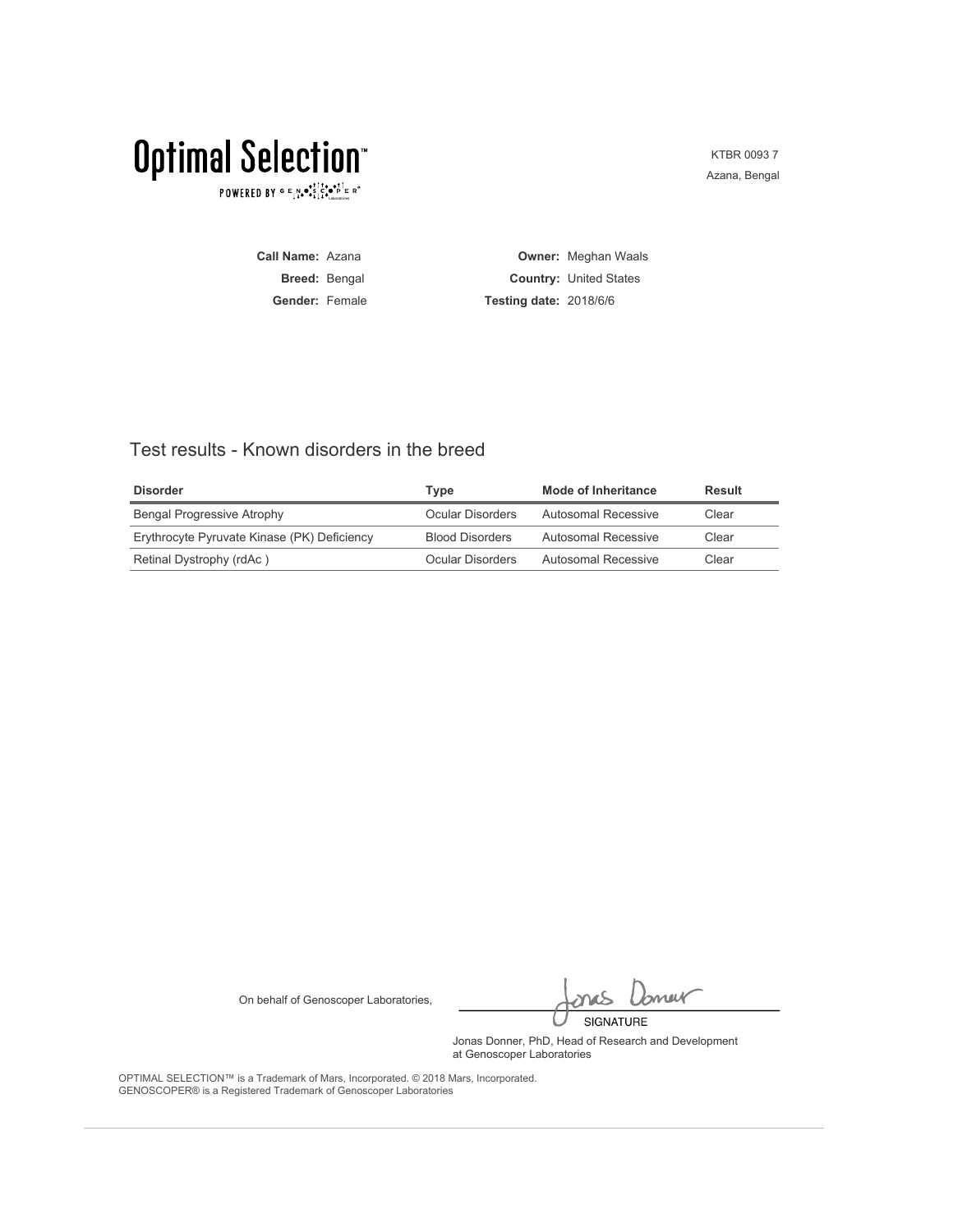# Optimal Selection™

POWERED BY GENOSCOPER®

KTBR 0093 7
Azana, Bengal

**Call Name:** Azana
**Breed:** Bengal
**Gender:** Female

**Owner:** Meghan Waals
**Country:** United States
**Testing date:** 2018/6/6

## Test results - Known disorders in the breed

| Disorder | Type | Mode of Inheritance | Result |
|---|---|---|---|
| Bengal Progressive Atrophy | Ocular Disorders | Autosomal Recessive | Clear |
| Erythrocyte Pyruvate Kinase (PK) Deficiency | Blood Disorders | Autosomal Recessive | Clear |
| Retinal Dystrophy (rdAc ) | Ocular Disorders | Autosomal Recessive | Clear |

On behalf of Genoscoper Laboratories,

SIGNATURE

Jonas Donner, PhD, Head of Research and Development at Genoscoper Laboratories

OPTIMAL SELECTION™ is a Trademark of Mars, Incorporated. © 2018 Mars, Incorporated.
GENOSCOPER® is a Registered Trademark of Genoscoper Laboratories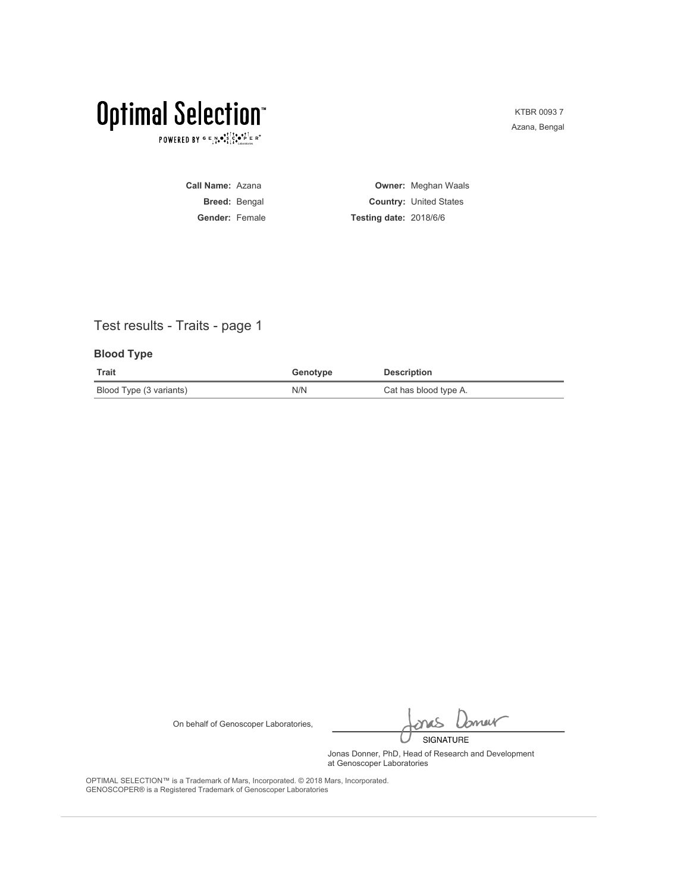# Optimal Selection™

POWERED BY GENOSCOPER®

KTBR 0093 7
Azana, Bengal

**Call Name:** Azana
**Breed:** Bengal
**Gender:** Female

**Owner:** Meghan Waals
**Country:** United States
**Testing date:** 2018/6/6

## Test results - Traits - page 1

### Blood Type

| Trait | Genotype | Description |
| --- | --- | --- |
| Blood Type (3 variants) | N/N | Cat has blood type A. |

On behalf of Genoscoper Laboratories,

SIGNATURE

Jonas Donner, PhD, Head of Research and Development at Genoscoper Laboratories

OPTIMAL SELECTION™ is a Trademark of Mars, Incorporated. © 2018 Mars, Incorporated.
GENOSCOPER® is a Registered Trademark of Genoscoper Laboratories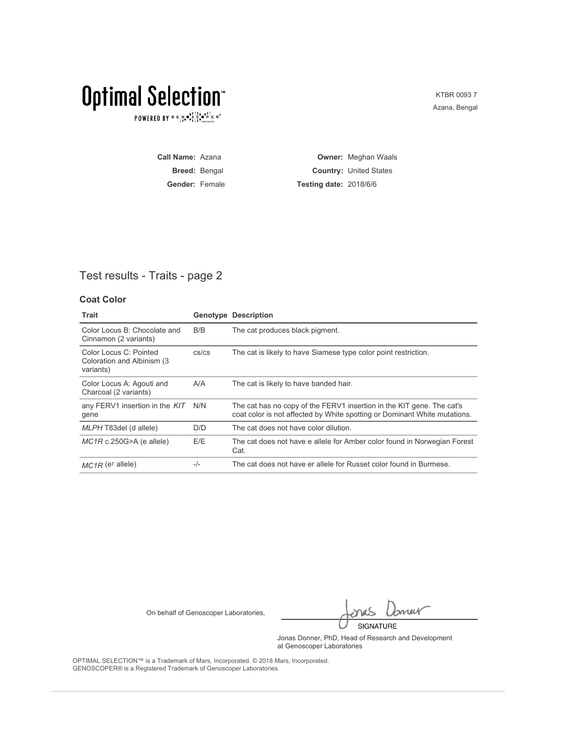# Optimal Selection™

POWERED BY GENOSCOPER® Laboratories

KTBR 0093 7
Azana, Bengal

**Call Name:** Azana
**Breed:** Bengal
**Gender:** Female

**Owner:** Meghan Waals
**Country:** United States
**Testing date:** 2018/6/6

## Test results - Traits - page 2

### Coat Color

| Trait | Genotype | Description |
|---|---|---|
| Color Locus B: Chocolate and Cinnamon (2 variants) | B/B | The cat produces black pigment. |
| Color Locus C: Pointed Coloration and Albinism (3 variants) | cs/cs | The cat is likely to have Siamese type color point restriction. |
| Color Locus A: Agouti and Charcoal (2 variants) | A/A | The cat is likely to have banded hair. |
| any FERV1 insertion in the *KIT* gene | N/N | The cat has no copy of the FERV1 insertion in the KIT gene. The cat's coat color is not affected by White spotting or Dominant White mutations. |
| *MLPH* T83del (d allele) | D/D | The cat does not have color dilution. |
| *MC1R* c.250G>A (e allele) | E/E | The cat does not have e allele for Amber color found in Norwegian Forest Cat. |
| *MC1R* ($e^r$ allele) | -/- | The cat does not have er allele for Russet color found in Burmese. |

On behalf of Genoscoper Laboratories,

SIGNATURE

Jonas Donner, PhD, Head of Research and Development at Genoscoper Laboratories

OPTIMAL SELECTION™ is a Trademark of Mars, Incorporated. © 2018 Mars, Incorporated.
GENOSCOPER® is a Registered Trademark of Genoscoper Laboratories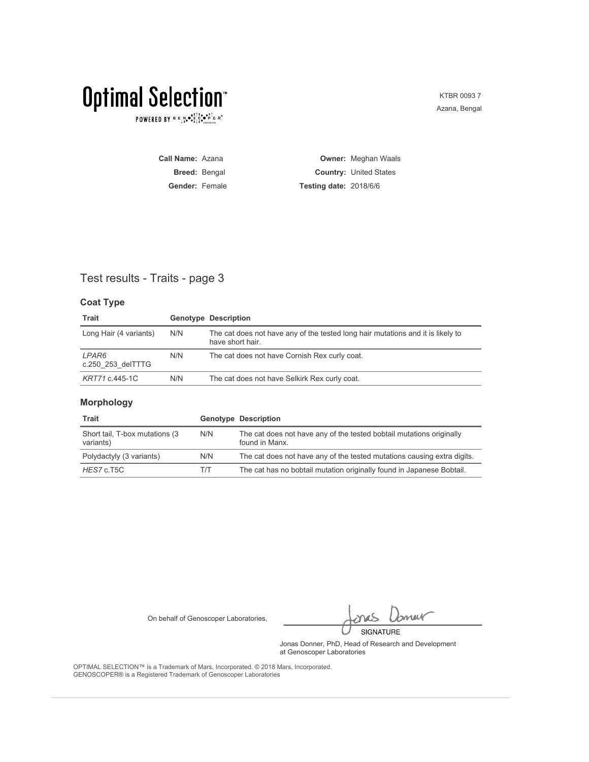# Optimal Selection™

POWERED BY GENOSCOPER® Laboratories

KTBR 0093 7
Azana, Bengal

**Call Name:** Azana
**Breed:** Bengal
**Gender:** Female

**Owner:** Meghan Waals
**Country:** United States
**Testing date:** 2018/6/6

## Test results - Traits - page 3

### Coat Type

| Trait | Genotype | Description |
|---|---|---|
| Long Hair (4 variants) | N/N | The cat does not have any of the tested long hair mutations and it is likely to have short hair. |
| *LPAR6* c.250_253_delTTTG | N/N | The cat does not have Cornish Rex curly coat. |
| *KRT71* c.445-1C | N/N | The cat does not have Selkirk Rex curly coat. |

### Morphology

| Trait | Genotype | Description |
|---|---|---|
| Short tail, T-box mutations (3 variants) | N/N | The cat does not have any of the tested bobtail mutations originally found in Manx. |
| Polydactyly (3 variants) | N/N | The cat does not have any of the tested mutations causing extra digits. |
| *HES7* c.T5C | T/T | The cat has no bobtail mutation originally found in Japanese Bobtail. |

On behalf of Genoscoper Laboratories,

SIGNATURE

Jonas Donner, PhD, Head of Research and Development at Genoscoper Laboratories

OPTIMAL SELECTION™ is a Trademark of Mars, Incorporated. © 2018 Mars, Incorporated.
GENOSCOPER® is a Registered Trademark of Genoscoper Laboratories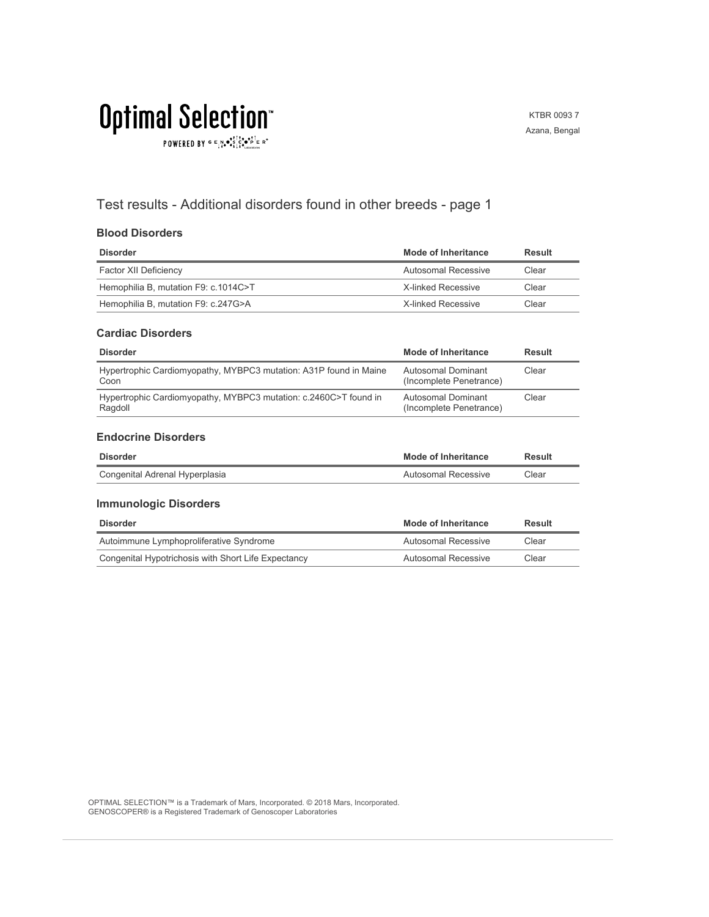# Optimal Selection™

POWERED BY GENOSCOPER®

KTBR 0093 7
Azana, Bengal

## Test results - Additional disorders found in other breeds - page 1

### Blood Disorders

| Disorder | Mode of Inheritance | Result |
|---|---|---|
| Factor XII Deficiency | Autosomal Recessive | Clear |
| Hemophilia B, mutation F9: c.1014C>T | X-linked Recessive | Clear |
| Hemophilia B, mutation F9: c.247G>A | X-linked Recessive | Clear |

### Cardiac Disorders

| Disorder | Mode of Inheritance | Result |
|---|---|---|
| Hypertrophic Cardiomyopathy, MYBPC3 mutation: A31P found in Maine Coon | Autosomal Dominant (Incomplete Penetrance) | Clear |
| Hypertrophic Cardiomyopathy, MYBPC3 mutation: c.2460C>T found in Ragdoll | Autosomal Dominant (Incomplete Penetrance) | Clear |

### Endocrine Disorders

| Disorder | Mode of Inheritance | Result |
|---|---|---|
| Congenital Adrenal Hyperplasia | Autosomal Recessive | Clear |

### Immunologic Disorders

| Disorder | Mode of Inheritance | Result |
|---|---|---|
| Autoimmune Lymphoproliferative Syndrome | Autosomal Recessive | Clear |
| Congenital Hypotrichosis with Short Life Expectancy | Autosomal Recessive | Clear |

OPTIMAL SELECTION™ is a Trademark of Mars, Incorporated. © 2018 Mars, Incorporated.
GENOSCOPER® is a Registered Trademark of Genoscoper Laboratories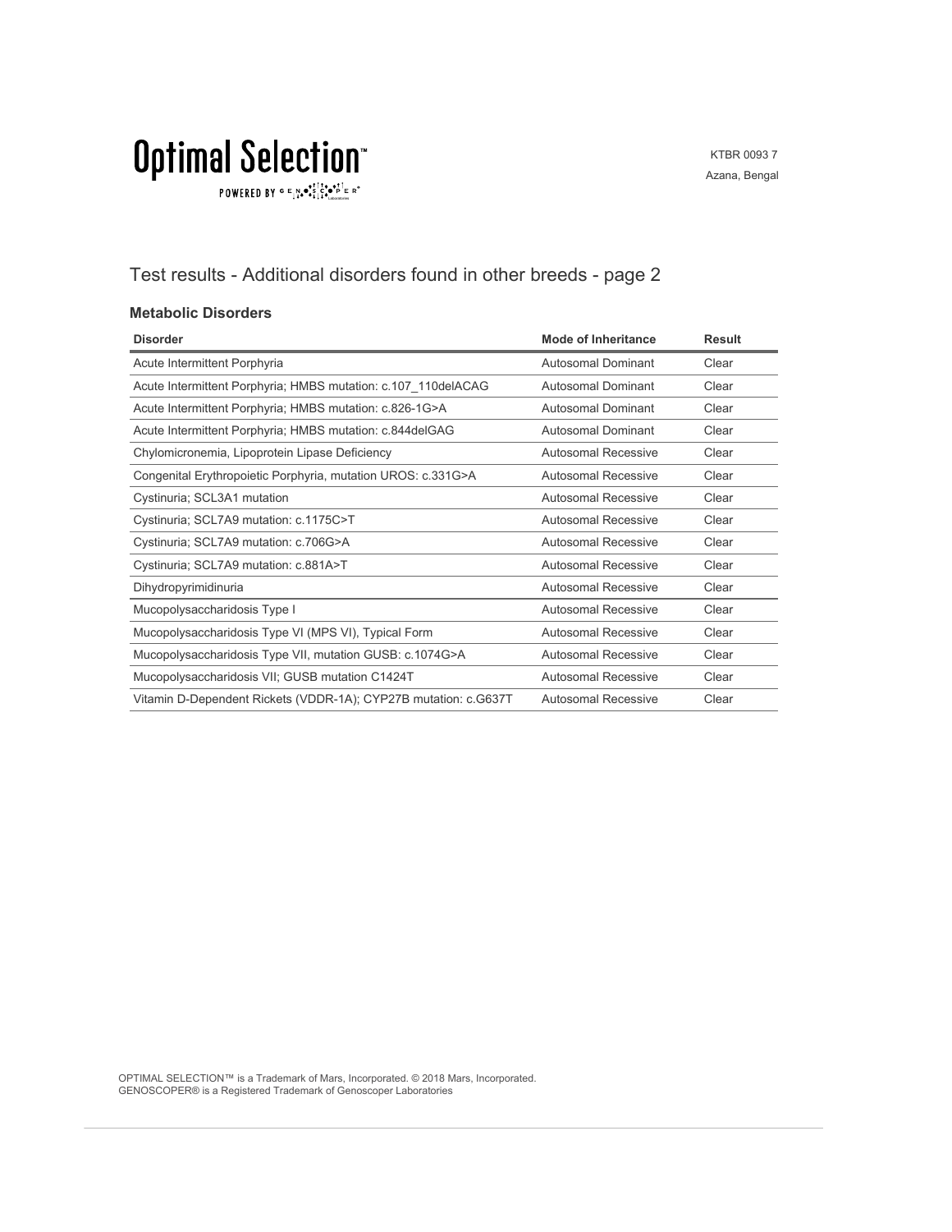KTBR 0093 7
Azana, Bengal

## Test results - Additional disorders found in other breeds - page 2

### Metabolic Disorders

| Disorder | Mode of Inheritance | Result |
|---|---|---|
| Acute Intermittent Porphyria | Autosomal Dominant | Clear |
| Acute Intermittent Porphyria; HMBS mutation: c.107_110delACAG | Autosomal Dominant | Clear |
| Acute Intermittent Porphyria; HMBS mutation: c.826-1G>A | Autosomal Dominant | Clear |
| Acute Intermittent Porphyria; HMBS mutation: c.844delGAG | Autosomal Dominant | Clear |
| Chylomicronemia, Lipoprotein Lipase Deficiency | Autosomal Recessive | Clear |
| Congenital Erythropoietic Porphyria, mutation UROS: c.331G>A | Autosomal Recessive | Clear |
| Cystinuria; SCL3A1 mutation | Autosomal Recessive | Clear |
| Cystinuria; SCL7A9 mutation: c.1175C>T | Autosomal Recessive | Clear |
| Cystinuria; SCL7A9 mutation: c.706G>A | Autosomal Recessive | Clear |
| Cystinuria; SCL7A9 mutation: c.881A>T | Autosomal Recessive | Clear |
| Dihydropyrimidinuria | Autosomal Recessive | Clear |
| Mucopolysaccharidosis Type I | Autosomal Recessive | Clear |
| Mucopolysaccharidosis Type VI (MPS VI), Typical Form | Autosomal Recessive | Clear |
| Mucopolysaccharidosis Type VII, mutation GUSB: c.1074G>A | Autosomal Recessive | Clear |
| Mucopolysaccharidosis VII; GUSB mutation C1424T | Autosomal Recessive | Clear |
| Vitamin D-Dependent Rickets (VDDR-1A); CYP27B mutation: c.G637T | Autosomal Recessive | Clear |

OPTIMAL SELECTION™ is a Trademark of Mars, Incorporated. © 2018 Mars, Incorporated.
GENOSCOPER® is a Registered Trademark of Genoscoper Laboratories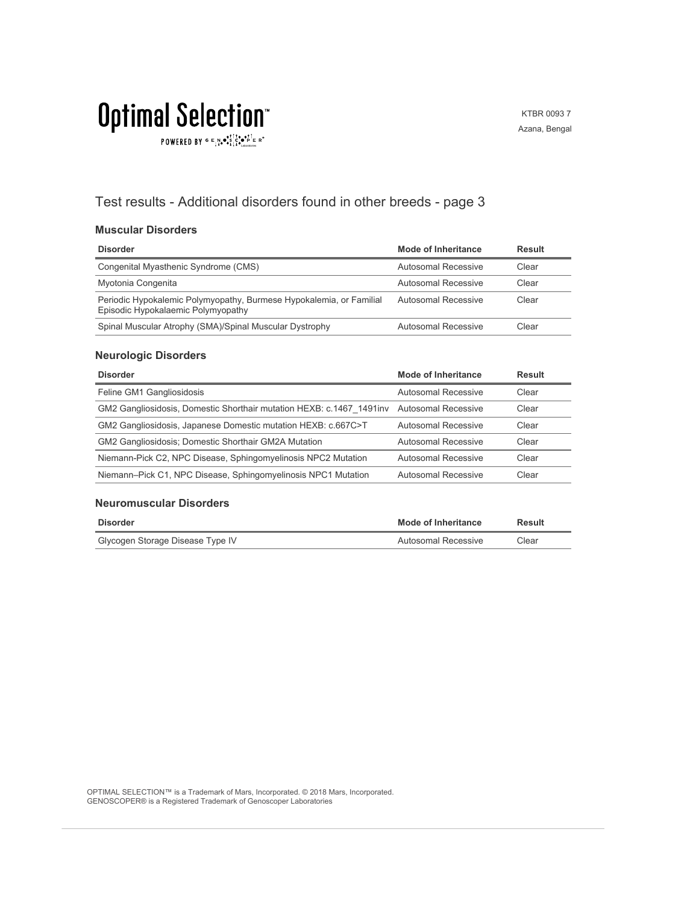# Optimal Selection™

POWERED BY GENOSCOPER

KTBR 0093 7
Azana, Bengal

## Test results - Additional disorders found in other breeds - page 3

### Muscular Disorders

| Disorder | Mode of Inheritance | Result |
| --- | --- | --- |
| Congenital Myasthenic Syndrome (CMS) | Autosomal Recessive | Clear |
| Myotonia Congenita | Autosomal Recessive | Clear |
| Periodic Hypokalemic Polymyopathy, Burmese Hypokalemia, or Familial Episodic Hypokalaemic Polymyopathy | Autosomal Recessive | Clear |
| Spinal Muscular Atrophy (SMA)/Spinal Muscular Dystrophy | Autosomal Recessive | Clear |

### Neurologic Disorders

| Disorder | Mode of Inheritance | Result |
| --- | --- | --- |
| Feline GM1 Gangliosidosis | Autosomal Recessive | Clear |
| GM2 Gangliosidosis, Domestic Shorthair mutation HEXB: c.1467_1491inv | Autosomal Recessive | Clear |
| GM2 Gangliosidosis, Japanese Domestic mutation HEXB: c.667C>T | Autosomal Recessive | Clear |
| GM2 Gangliosidosis; Domestic Shorthair GM2A Mutation | Autosomal Recessive | Clear |
| Niemann-Pick C2, NPC Disease, Sphingomyelinosis NPC2 Mutation | Autosomal Recessive | Clear |
| Niemann–Pick C1, NPC Disease, Sphingomyelinosis NPC1 Mutation | Autosomal Recessive | Clear |

### Neuromuscular Disorders

| Disorder | Mode of Inheritance | Result |
| --- | --- | --- |
| Glycogen Storage Disease Type IV | Autosomal Recessive | Clear |

OPTIMAL SELECTION™ is a Trademark of Mars, Incorporated. © 2018 Mars, Incorporated.
GENOSCOPER® is a Registered Trademark of Genoscoper Laboratories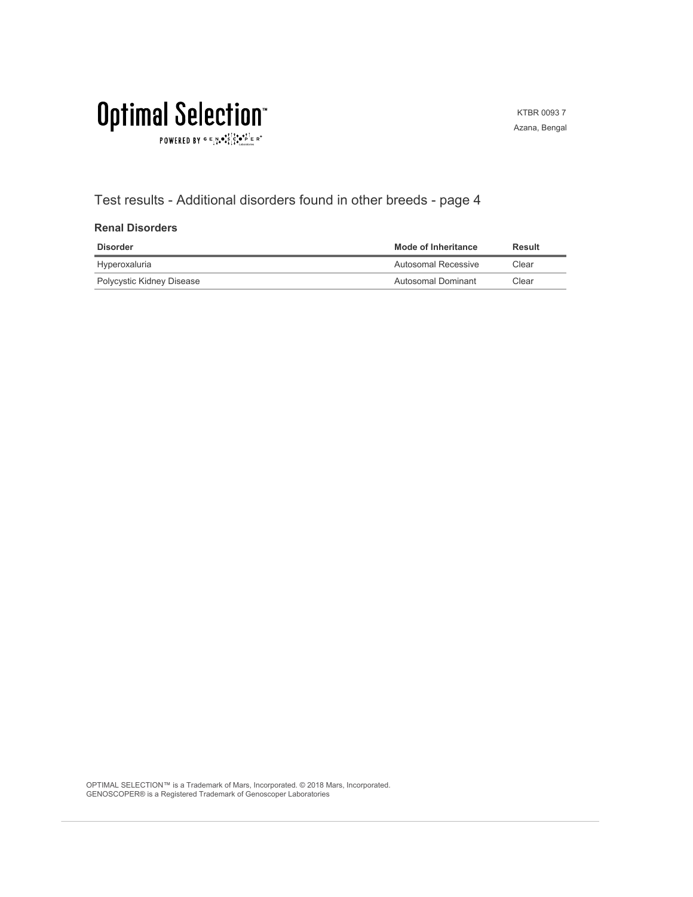# Optimal Selection™

POWERED BY GENOSCOPER®

KTBR 0093 7
Azana, Bengal

## Test results - Additional disorders found in other breeds - page 4

### Renal Disorders

| Disorder | Mode of Inheritance | Result |
| --- | --- | --- |
| Hyperoxaluria | Autosomal Recessive | Clear |
| Polycystic Kidney Disease | Autosomal Dominant | Clear |

OPTIMAL SELECTION™ is a Trademark of Mars, Incorporated. © 2018 Mars, Incorporated.
GENOSCOPER® is a Registered Trademark of Genoscoper Laboratories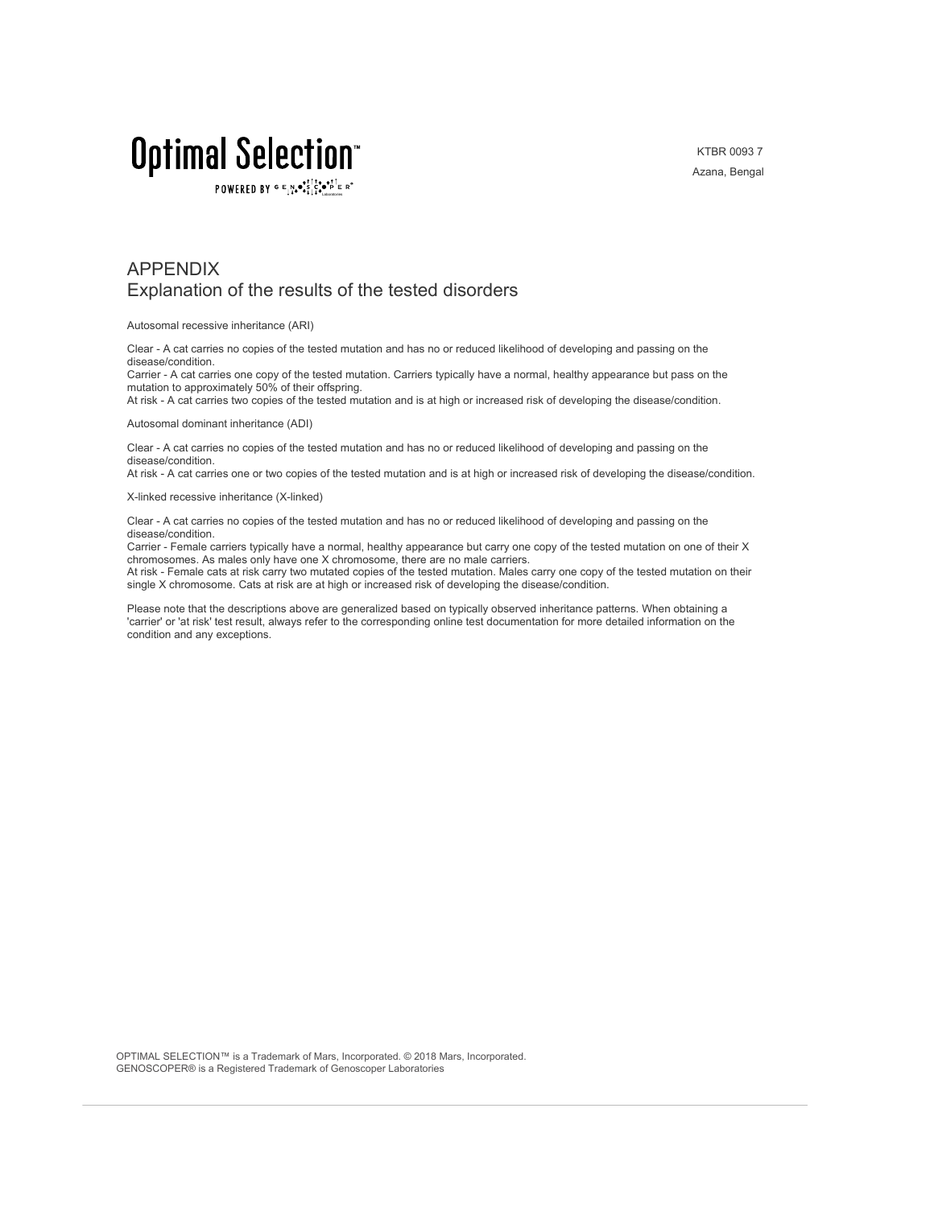# APPENDIX
## Explanation of the results of the tested disorders

Autosomal recessive inheritance (ARI)

Clear - A cat carries no copies of the tested mutation and has no or reduced likelihood of developing and passing on the disease/condition.
Carrier - A cat carries one copy of the tested mutation. Carriers typically have a normal, healthy appearance but pass on the mutation to approximately 50% of their offspring.
At risk - A cat carries two copies of the tested mutation and is at high or increased risk of developing the disease/condition.

Autosomal dominant inheritance (ADI)

Clear - A cat carries no copies of the tested mutation and has no or reduced likelihood of developing and passing on the disease/condition.
At risk - A cat carries one or two copies of the tested mutation and is at high or increased risk of developing the disease/condition.

X-linked recessive inheritance (X-linked)

Clear - A cat carries no copies of the tested mutation and has no or reduced likelihood of developing and passing on the disease/condition.
Carrier - Female carriers typically have a normal, healthy appearance but carry one copy of the tested mutation on one of their X chromosomes. As males only have one X chromosome, there are no male carriers.
At risk - Female cats at risk carry two mutated copies of the tested mutation. Males carry one copy of the tested mutation on their single X chromosome. Cats at risk are at high or increased risk of developing the disease/condition.

Please note that the descriptions above are generalized based on typically observed inheritance patterns. When obtaining a 'carrier' or 'at risk' test result, always refer to the corresponding online test documentation for more detailed information on the condition and any exceptions.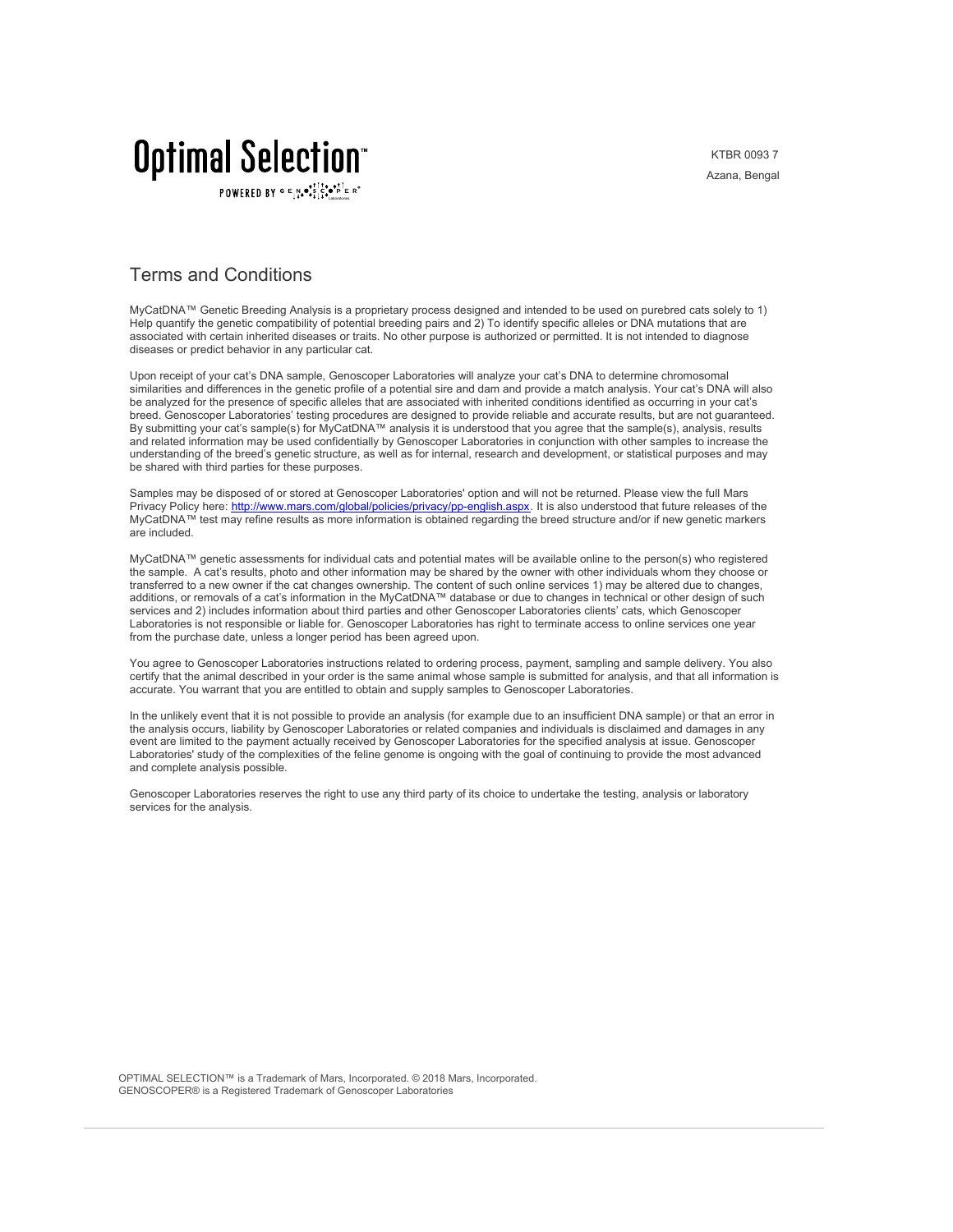# Optimal Selection™

POWERED BY GENOSCOPER® Laboratories

KTBR 0093 7
Azana, Bengal

## Terms and Conditions

MyCatDNA™ Genetic Breeding Analysis is a proprietary process designed and intended to be used on purebred cats solely to 1) Help quantify the genetic compatibility of potential breeding pairs and 2) To identify specific alleles or DNA mutations that are associated with certain inherited diseases or traits. No other purpose is authorized or permitted. It is not intended to diagnose diseases or predict behavior in any particular cat.

Upon receipt of your cat's DNA sample, Genoscoper Laboratories will analyze your cat's DNA to determine chromosomal similarities and differences in the genetic profile of a potential sire and dam and provide a match analysis. Your cat's DNA will also be analyzed for the presence of specific alleles that are associated with inherited conditions identified as occurring in your cat's breed. Genoscoper Laboratories' testing procedures are designed to provide reliable and accurate results, but are not guaranteed. By submitting your cat's sample(s) for MyCatDNA™ analysis it is understood that you agree that the sample(s), analysis, results and related information may be used confidentially by Genoscoper Laboratories in conjunction with other samples to increase the understanding of the breed's genetic structure, as well as for internal, research and development, or statistical purposes and may be shared with third parties for these purposes.

Samples may be disposed of or stored at Genoscoper Laboratories' option and will not be returned. Please view the full Mars Privacy Policy here: [http://www.mars.com/global/policies/privacy/pp-english.aspx](http://www.mars.com/global/policies/privacy/pp-english.aspx). It is also understood that future releases of the MyCatDNA™ test may refine results as more information is obtained regarding the breed structure and/or if new genetic markers are included.

MyCatDNA™ genetic assessments for individual cats and potential mates will be available online to the person(s) who registered the sample. A cat's results, photo and other information may be shared by the owner with other individuals whom they choose or transferred to a new owner if the cat changes ownership. The content of such online services 1) may be altered due to changes, additions, or removals of a cat's information in the MyCatDNA™ database or due to changes in technical or other design of such services and 2) includes information about third parties and other Genoscoper Laboratories clients' cats, which Genoscoper Laboratories is not responsible or liable for. Genoscoper Laboratories has right to terminate access to online services one year from the purchase date, unless a longer period has been agreed upon.

You agree to Genoscoper Laboratories instructions related to ordering process, payment, sampling and sample delivery. You also certify that the animal described in your order is the same animal whose sample is submitted for analysis, and that all information is accurate. You warrant that you are entitled to obtain and supply samples to Genoscoper Laboratories.

In the unlikely event that it is not possible to provide an analysis (for example due to an insufficient DNA sample) or that an error in the analysis occurs, liability by Genoscoper Laboratories or related companies and individuals is disclaimed and damages in any event are limited to the payment actually received by Genoscoper Laboratories for the specified analysis at issue. Genoscoper Laboratories' study of the complexities of the feline genome is ongoing with the goal of continuing to provide the most advanced and complete analysis possible.

Genoscoper Laboratories reserves the right to use any third party of its choice to undertake the testing, analysis or laboratory services for the analysis.

OPTIMAL SELECTION™ is a Trademark of Mars, Incorporated. © 2018 Mars, Incorporated.
GENOSCOPER® is a Registered Trademark of Genoscoper Laboratories